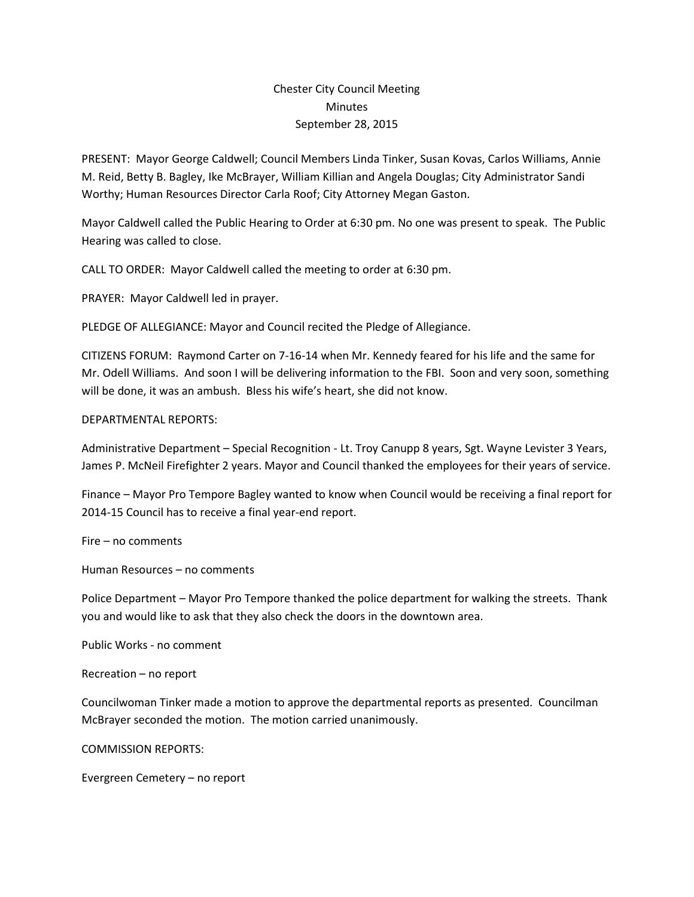Chester City Council Meeting
Minutes
September 28, 2015

PRESENT: Mayor George Caldwell; Council Members Linda Tinker, Susan Kovas, Carlos Williams, Annie M. Reid, Betty B. Bagley, Ike McBrayer, William Killian and Angela Douglas; City Administrator Sandi Worthy; Human Resources Director Carla Roof; City Attorney Megan Gaston.

Mayor Caldwell called the Public Hearing to Order at 6:30 pm. No one was present to speak. The Public Hearing was called to close.

CALL TO ORDER: Mayor Caldwell called the meeting to order at 6:30 pm.

PRAYER: Mayor Caldwell led in prayer.

PLEDGE OF ALLEGIANCE: Mayor and Council recited the Pledge of Allegiance.

CITIZENS FORUM: Raymond Carter on 7-16-14 when Mr. Kennedy feared for his life and the same for Mr. Odell Williams. And soon I will be delivering information to the FBI. Soon and very soon, something will be done, it was an ambush. Bless his wife's heart, she did not know.

DEPARTMENTAL REPORTS:

Administrative Department – Special Recognition - Lt. Troy Canupp 8 years, Sgt. Wayne Levister 3 Years, James P. McNeil Firefighter 2 years. Mayor and Council thanked the employees for their years of service.

Finance – Mayor Pro Tempore Bagley wanted to know when Council would be receiving a final report for 2014-15 Council has to receive a final year-end report.

Fire – no comments

Human Resources – no comments

Police Department – Mayor Pro Tempore thanked the police department for walking the streets. Thank you and would like to ask that they also check the doors in the downtown area.

Public Works - no comment

Recreation – no report

Councilwoman Tinker made a motion to approve the departmental reports as presented. Councilman McBrayer seconded the motion. The motion carried unanimously.

COMMISSION REPORTS:

Evergreen Cemetery – no report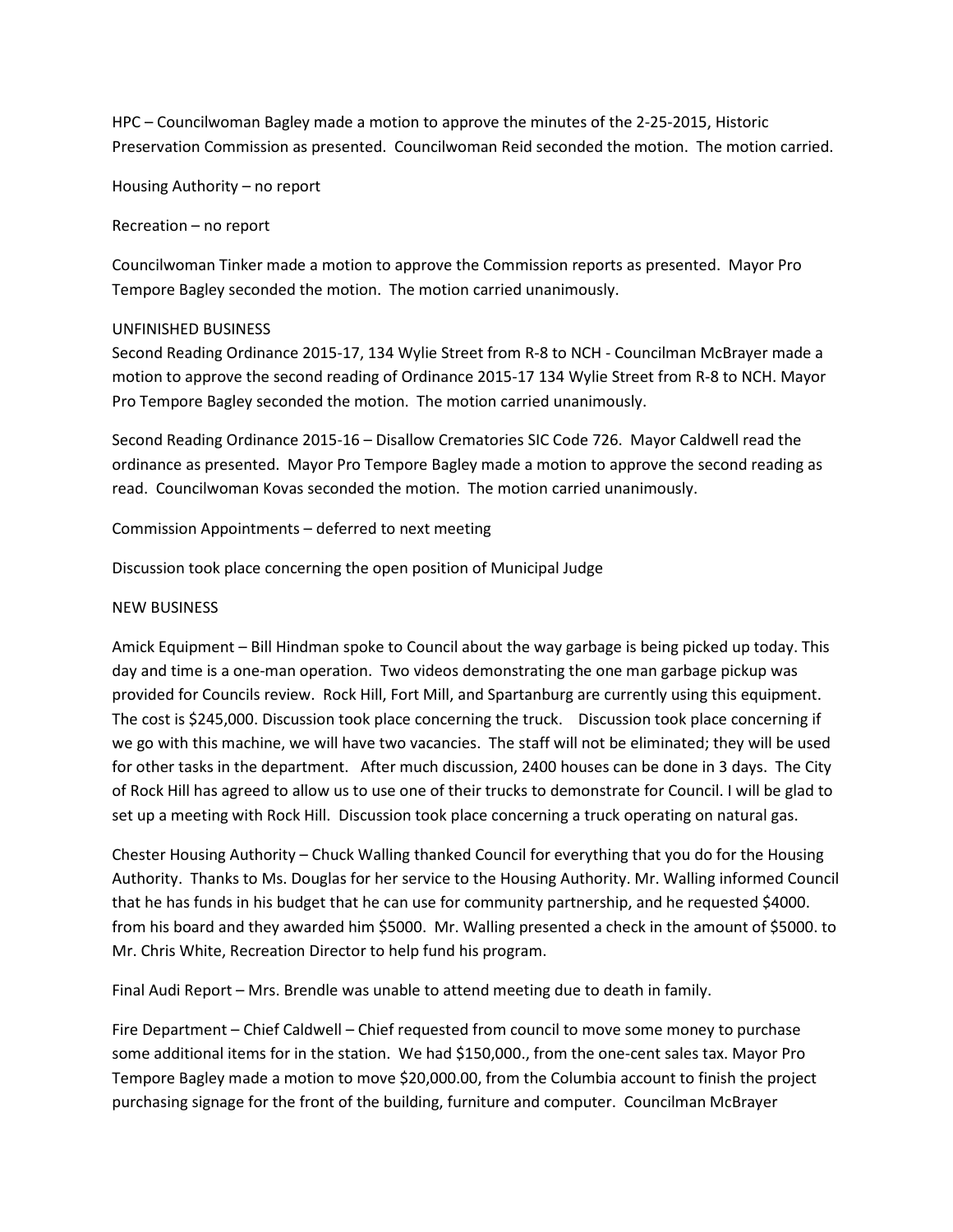HPC – Councilwoman Bagley made a motion to approve the minutes of the 2-25-2015, Historic Preservation Commission as presented. Councilwoman Reid seconded the motion. The motion carried.

Housing Authority – no report

Recreation – no report

Councilwoman Tinker made a motion to approve the Commission reports as presented. Mayor Pro Tempore Bagley seconded the motion. The motion carried unanimously.

UNFINISHED BUSINESS

Second Reading Ordinance 2015-17, 134 Wylie Street from R-8 to NCH - Councilman McBrayer made a motion to approve the second reading of Ordinance 2015-17 134 Wylie Street from R-8 to NCH. Mayor Pro Tempore Bagley seconded the motion. The motion carried unanimously.

Second Reading Ordinance 2015-16 – Disallow Crematories SIC Code 726. Mayor Caldwell read the ordinance as presented. Mayor Pro Tempore Bagley made a motion to approve the second reading as read. Councilwoman Kovas seconded the motion. The motion carried unanimously.

Commission Appointments – deferred to next meeting

Discussion took place concerning the open position of Municipal Judge

NEW BUSINESS

Amick Equipment – Bill Hindman spoke to Council about the way garbage is being picked up today. This day and time is a one-man operation. Two videos demonstrating the one man garbage pickup was provided for Councils review. Rock Hill, Fort Mill, and Spartanburg are currently using this equipment. The cost is $245,000. Discussion took place concerning the truck. Discussion took place concerning if we go with this machine, we will have two vacancies. The staff will not be eliminated; they will be used for other tasks in the department. After much discussion, 2400 houses can be done in 3 days. The City of Rock Hill has agreed to allow us to use one of their trucks to demonstrate for Council. I will be glad to set up a meeting with Rock Hill. Discussion took place concerning a truck operating on natural gas.

Chester Housing Authority – Chuck Walling thanked Council for everything that you do for the Housing Authority. Thanks to Ms. Douglas for her service to the Housing Authority. Mr. Walling informed Council that he has funds in his budget that he can use for community partnership, and he requested $4000. from his board and they awarded him $5000. Mr. Walling presented a check in the amount of $5000. to Mr. Chris White, Recreation Director to help fund his program.

Final Audi Report – Mrs. Brendle was unable to attend meeting due to death in family.

Fire Department – Chief Caldwell – Chief requested from council to move some money to purchase some additional items for in the station. We had $150,000., from the one-cent sales tax. Mayor Pro Tempore Bagley made a motion to move $20,000.00, from the Columbia account to finish the project purchasing signage for the front of the building, furniture and computer. Councilman McBrayer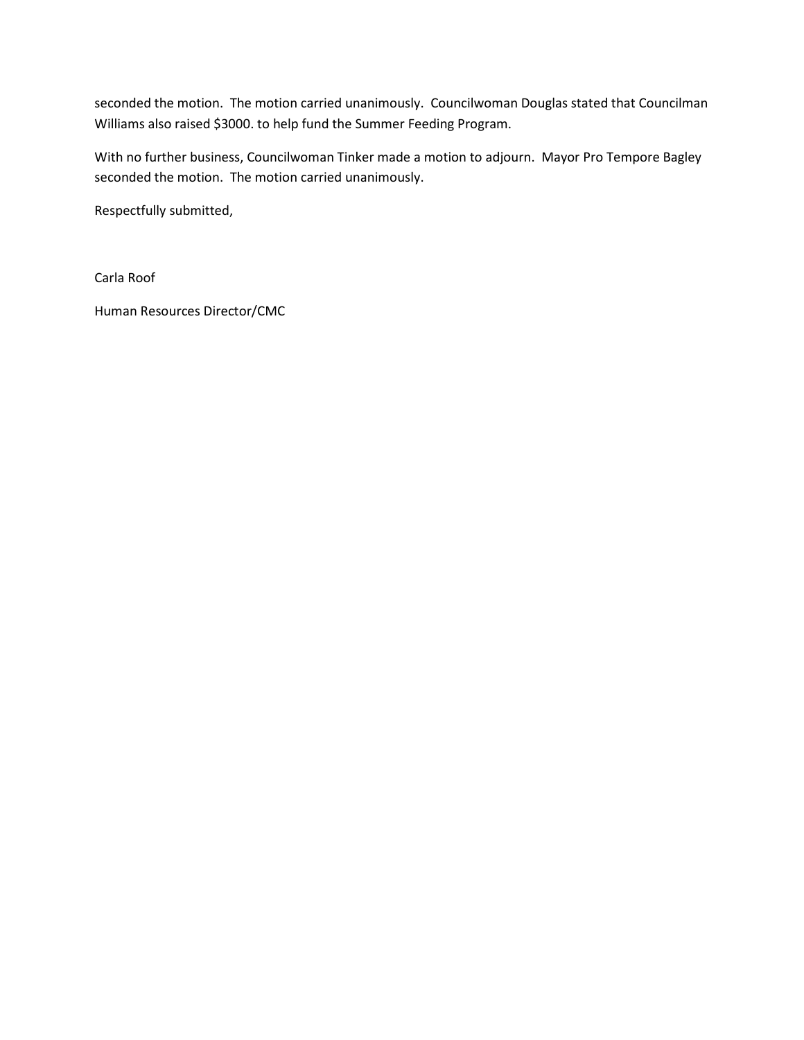seconded the motion. The motion carried unanimously. Councilwoman Douglas stated that Councilman Williams also raised $3000. to help fund the Summer Feeding Program.

With no further business, Councilwoman Tinker made a motion to adjourn. Mayor Pro Tempore Bagley seconded the motion. The motion carried unanimously.

Respectfully submitted,

Carla Roof

Human Resources Director/CMC